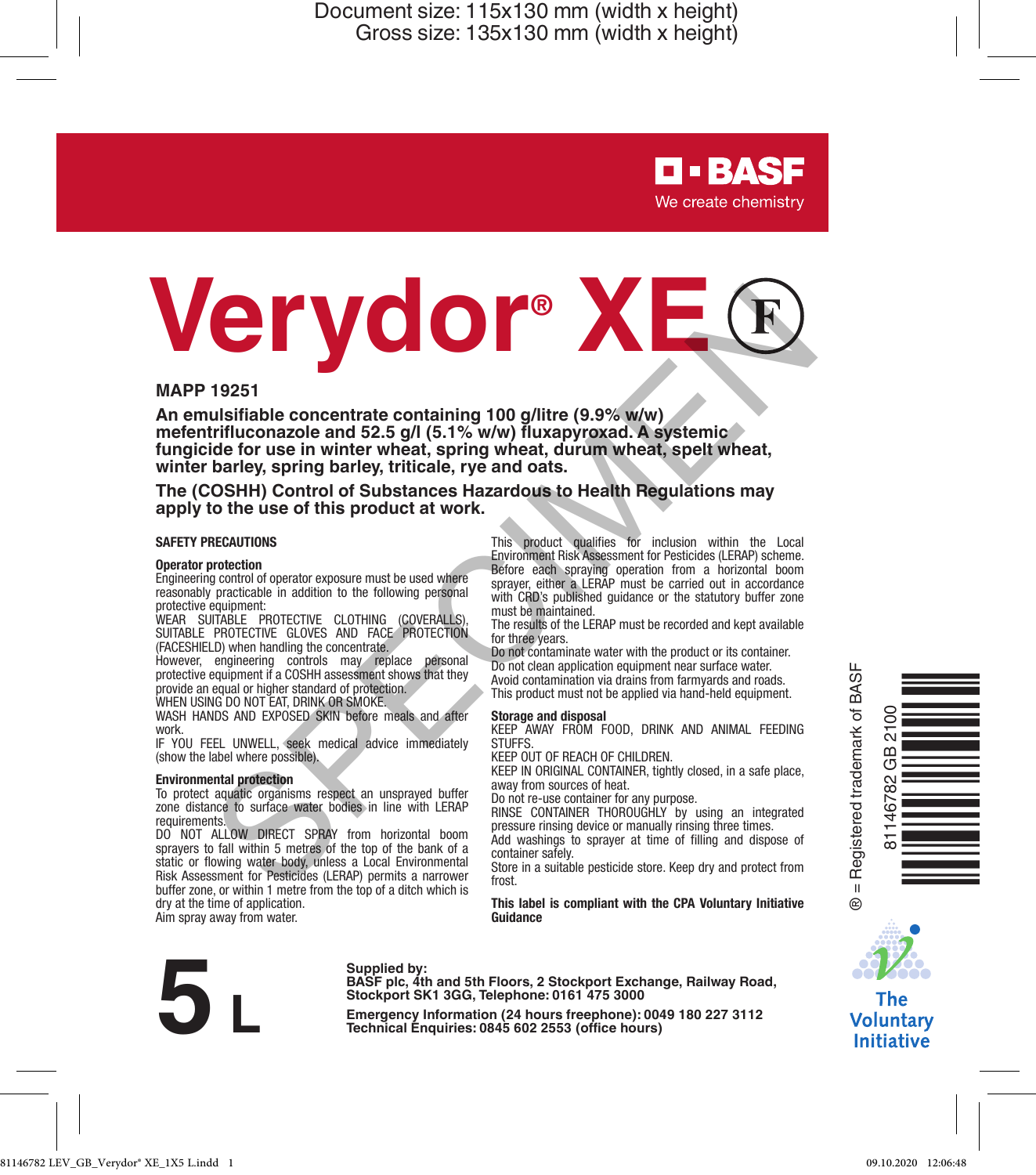Document size: 115x130 mm (width x height)
Gross size: 135x130 mm (width x height)

BASF
We create chemistry

# Verydor® XE (F)

**MAPP 19251**

**An emulsifiable concentrate containing 100 g/litre (9.9% w/w) mefentrifluconazole and 52.5 g/l (5.1% w/w) fluxapyroxad. A systemic fungicide for use in winter wheat, spring wheat, durum wheat, spelt wheat, winter barley, spring barley, triticale, rye and oats.**

**The (COSHH) Control of Substances Hazardous to Health Regulations may apply to the use of this product at work.**

## SAFETY PRECAUTIONS

### Operator protection

Engineering control of operator exposure must be used where reasonably practicable in addition to the following personal protective equipment:

WEAR SUITABLE PROTECTIVE CLOTHING (COVERALLS), SUITABLE PROTECTIVE GLOVES AND FACE PROTECTION (FACESHIELD) when handling the concentrate.

However, engineering controls may replace personal protective equipment if a COSHH assessment shows that they provide an equal or higher standard of protection.

WHEN USING DO NOT EAT, DRINK OR SMOKE.

WASH HANDS AND EXPOSED SKIN before meals and after work.

IF YOU FEEL UNWELL, seek medical advice immediately (show the label where possible).

### Environmental protection

To protect aquatic organisms respect an unsprayed buffer zone distance to surface water bodies in line with LERAP requirements.

DO NOT ALLOW DIRECT SPRAY from horizontal boom sprayers to fall within 5 metres of the top of the bank of a static or flowing water body, unless a Local Environmental Risk Assessment for Pesticides (LERAP) permits a narrower buffer zone, or within 1 metre from the top of a ditch which is dry at the time of application.

Aim spray away from water.

This product qualifies for inclusion within the Local Environment Risk Assessment for Pesticides (LERAP) scheme. Before each spraying operation from a horizontal boom sprayer, either a LERAP must be carried out in accordance with CRD's published guidance or the statutory buffer zone must be maintained.

The results of the LERAP must be recorded and kept available for three years.

Do not contaminate water with the product or its container.

Do not clean application equipment near surface water.

Avoid contamination via drains from farmyards and roads.

This product must not be applied via hand-held equipment.

### Storage and disposal

KEEP AWAY FROM FOOD, DRINK AND ANIMAL FEEDING STUFFS.

KEEP OUT OF REACH OF CHILDREN.

KEEP IN ORIGINAL CONTAINER, tightly closed, in a safe place, away from sources of heat.

Do not re-use container for any purpose.

RINSE CONTAINER THOROUGHLY by using an integrated pressure rinsing device or manually rinsing three times.

Add washings to sprayer at time of filling and dispose of container safely.

Store in a suitable pesticide store. Keep dry and protect from frost.

**This label is compliant with the CPA Voluntary Initiative Guidance**

® = Registered trademark of BASF

81146782 GB 2100

The Voluntary Initiative

# 5 L

**Supplied by:**
**BASF plc, 4th and 5th Floors, 2 Stockport Exchange, Railway Road, Stockport SK1 3GG, Telephone: 0161 475 3000**

**Emergency Information (24 hours freephone): 0049 180 227 3112**
**Technical Enquiries: 0845 602 2553 (office hours)**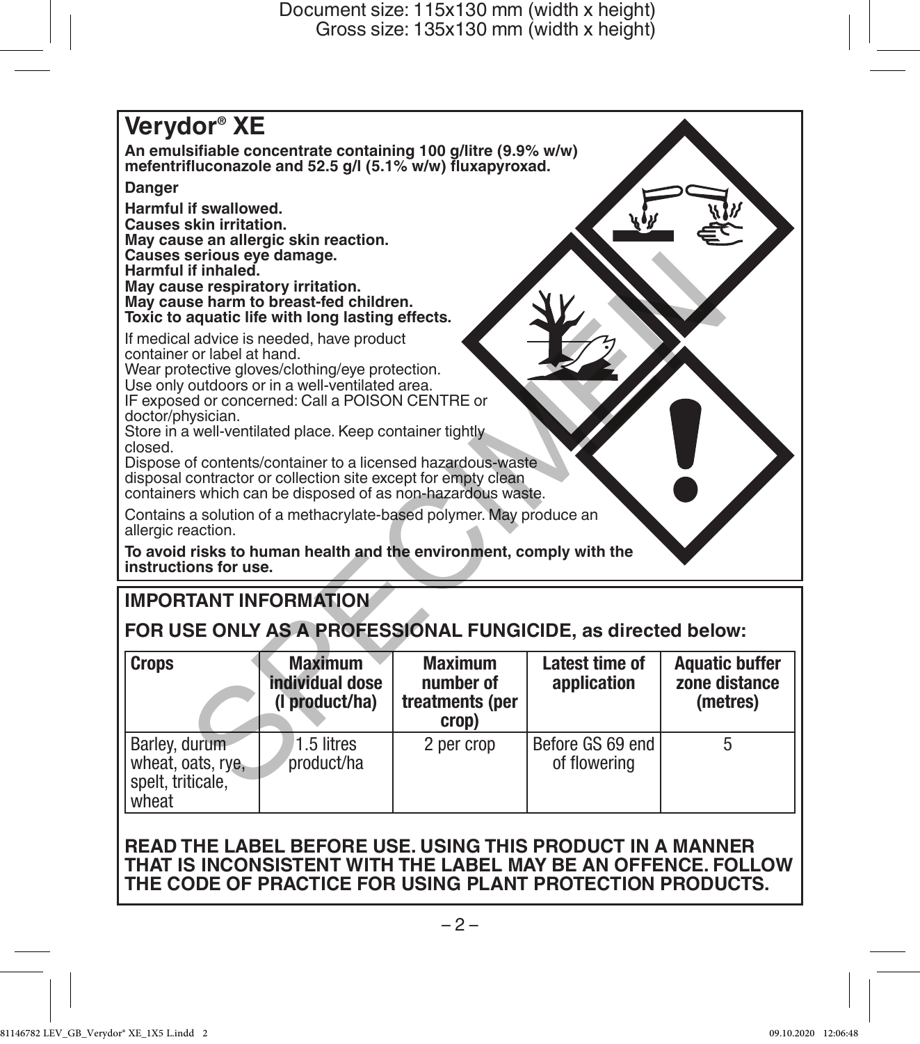# Verydor® XE

**An emulsifiable concentrate containing 100 g/litre (9.9% w/w) mefentrifluconazole and 52.5 g/l (5.1% w/w) fluxapyroxad.**

**Danger**

**Harmful if swallowed.**
**Causes skin irritation.**
**May cause an allergic skin reaction.**
**Causes serious eye damage.**
**Harmful if inhaled.**
**May cause respiratory irritation.**
**May cause harm to breast-fed children.**
**Toxic to aquatic life with long lasting effects.**

If medical advice is needed, have product container or label at hand.
Wear protective gloves/clothing/eye protection.
Use only outdoors or in a well-ventilated area.
IF exposed or concerned: Call a POISON CENTRE or doctor/physician.
Store in a well-ventilated place. Keep container tightly closed.
Dispose of contents/container to a licensed hazardous-waste disposal contractor or collection site except for empty clean containers which can be disposed of as non-hazardous waste.

Contains a solution of a methacrylate-based polymer. May produce an allergic reaction.

**To avoid risks to human health and the environment, comply with the instructions for use.**

## IMPORTANT INFORMATION

**FOR USE ONLY AS A PROFESSIONAL FUNGICIDE, as directed below:**

| Crops | Maximum individual dose (l product/ha) | Maximum number of treatments (per crop) | Latest time of application | Aquatic buffer zone distance (metres) |
|---|---|---|---|---|
| Barley, durum wheat, oats, rye, spelt, triticale, wheat | 1.5 litres product/ha | 2 per crop | Before GS 69 end of flowering | 5 |

**READ THE LABEL BEFORE USE. USING THIS PRODUCT IN A MANNER THAT IS INCONSISTENT WITH THE LABEL MAY BE AN OFFENCE. FOLLOW THE CODE OF PRACTICE FOR USING PLANT PROTECTION PRODUCTS.**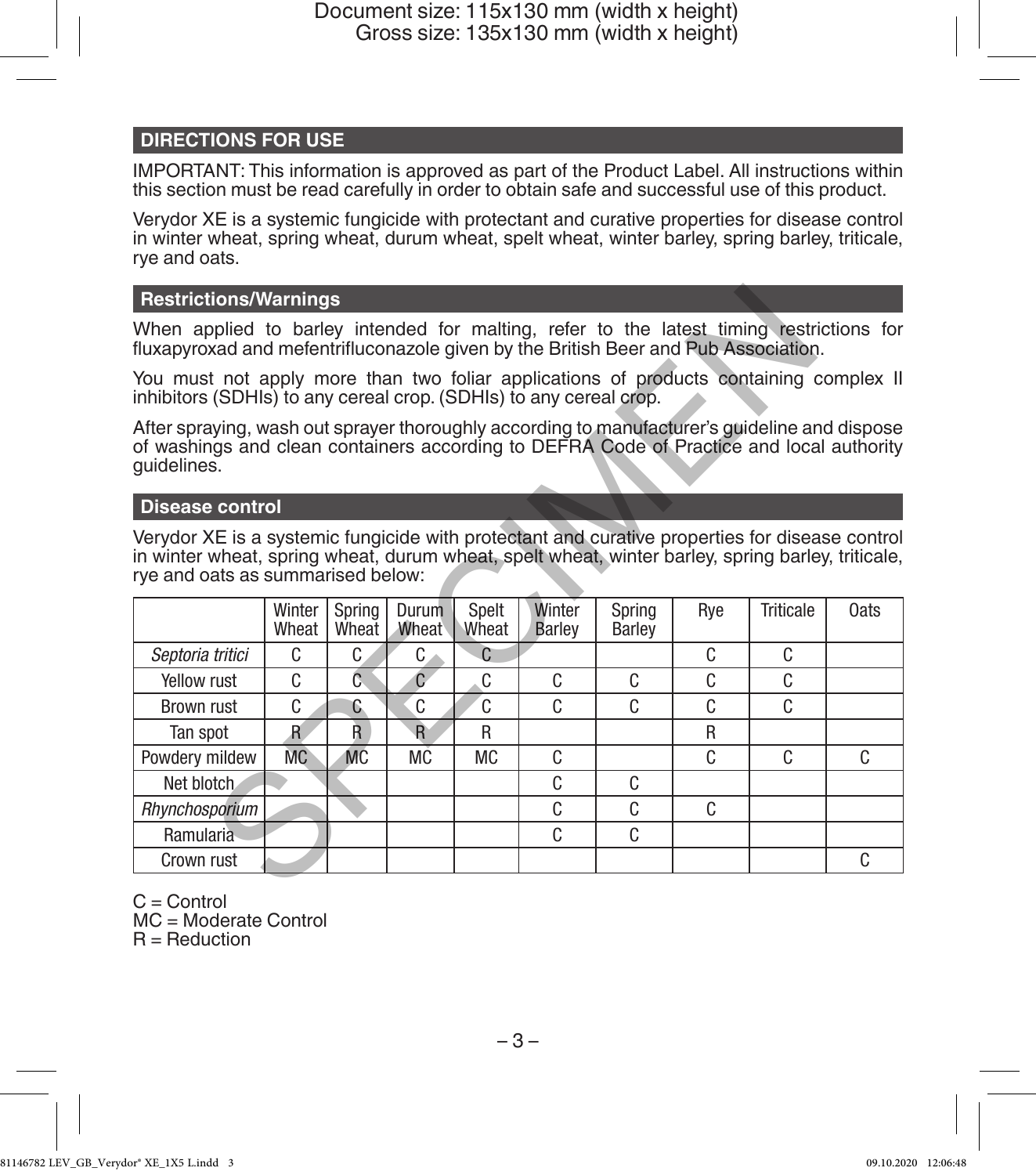## DIRECTIONS FOR USE

IMPORTANT: This information is approved as part of the Product Label. All instructions within this section must be read carefully in order to obtain safe and successful use of this product.

Verydor XE is a systemic fungicide with protectant and curative properties for disease control in winter wheat, spring wheat, durum wheat, spelt wheat, winter barley, spring barley, triticale, rye and oats.

### Restrictions/Warnings

When applied to barley intended for malting, refer to the latest timing restrictions for fluxapyroxad and mefentrifluconazole given by the British Beer and Pub Association.

You must not apply more than two foliar applications of products containing complex II inhibitors (SDHIs) to any cereal crop. (SDHIs) to any cereal crop.

After spraying, wash out sprayer thoroughly according to manufacturer's guideline and dispose of washings and clean containers according to DEFRA Code of Practice and local authority guidelines.

### Disease control

Verydor XE is a systemic fungicide with protectant and curative properties for disease control in winter wheat, spring wheat, durum wheat, spelt wheat, winter barley, spring barley, triticale, rye and oats as summarised below:

| | Winter Wheat | Spring Wheat | Durum Wheat | Spelt Wheat | Winter Barley | Spring Barley | Rye | Triticale | Oats |
|---|---|---|---|---|---|---|---|---|---|
| *Septoria tritici* | C | C | C | C | | | C | C | |
| Yellow rust | C | C | C | C | C | C | C | C | |
| Brown rust | C | C | C | C | C | C | C | C | |
| Tan spot | R | R | R | R | | | R | | |
| Powdery mildew | MC | MC | MC | MC | C | | C | C | C |
| Net blotch | | | | | C | C | | | |
| *Rhynchosporium* | | | | | C | C | C | | |
| Ramularia | | | | | C | C | | | |
| Crown rust | | | | | | | | | C |

C = Control
MC = Moderate Control
R = Reduction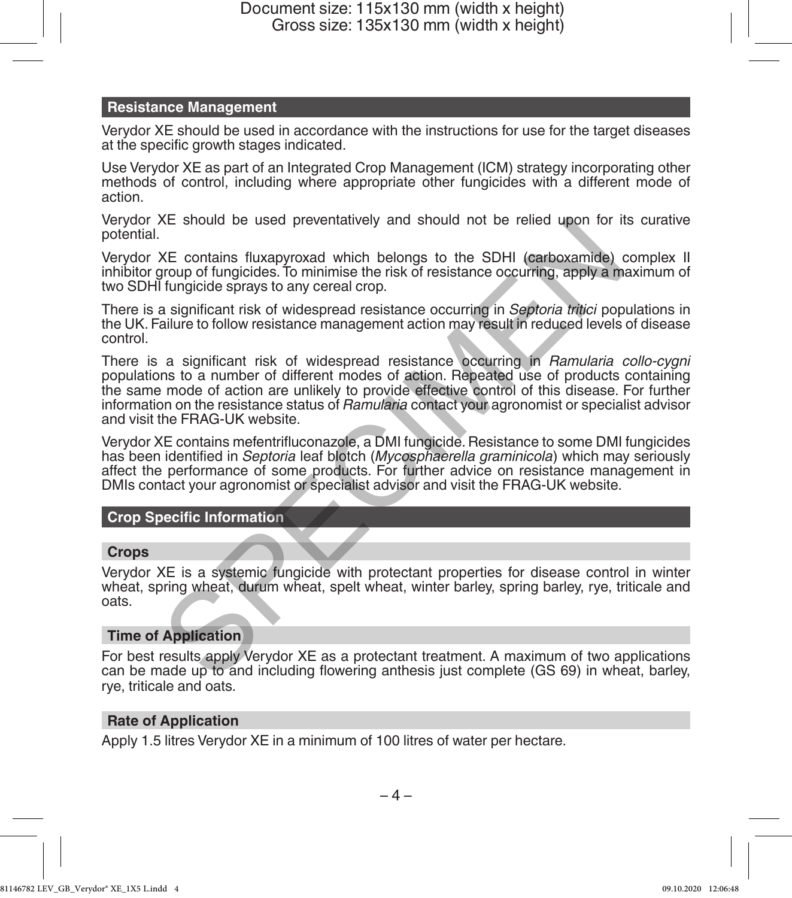## Resistance Management

Verydor XE should be used in accordance with the instructions for use for the target diseases at the specific growth stages indicated.

Use Verydor XE as part of an Integrated Crop Management (ICM) strategy incorporating other methods of control, including where appropriate other fungicides with a different mode of action.

Verydor XE should be used preventatively and should not be relied upon for its curative potential.

Verydor XE contains fluxapyroxad which belongs to the SDHI (carboxamide) complex II inhibitor group of fungicides. To minimise the risk of resistance occurring, apply a maximum of two SDHI fungicide sprays to any cereal crop.

There is a significant risk of widespread resistance occurring in *Septoria tritici* populations in the UK. Failure to follow resistance management action may result in reduced levels of disease control.

There is a significant risk of widespread resistance occurring in *Ramularia collo-cygni* populations to a number of different modes of action. Repeated use of products containing the same mode of action are unlikely to provide effective control of this disease. For further information on the resistance status of *Ramularia* contact your agronomist or specialist advisor and visit the FRAG-UK website.

Verydor XE contains mefentrifluconazole, a DMI fungicide. Resistance to some DMI fungicides has been identified in *Septoria* leaf blotch (*Mycosphaerella graminicola*) which may seriously affect the performance of some products. For further advice on resistance management in DMIs contact your agronomist or specialist advisor and visit the FRAG-UK website.

## Crop Specific Information

### Crops

Verydor XE is a systemic fungicide with protectant properties for disease control in winter wheat, spring wheat, durum wheat, spelt wheat, winter barley, spring barley, rye, triticale and oats.

### Time of Application

For best results apply Verydor XE as a protectant treatment. A maximum of two applications can be made up to and including flowering anthesis just complete (GS 69) in wheat, barley, rye, triticale and oats.

### Rate of Application

Apply 1.5 litres Verydor XE in a minimum of 100 litres of water per hectare.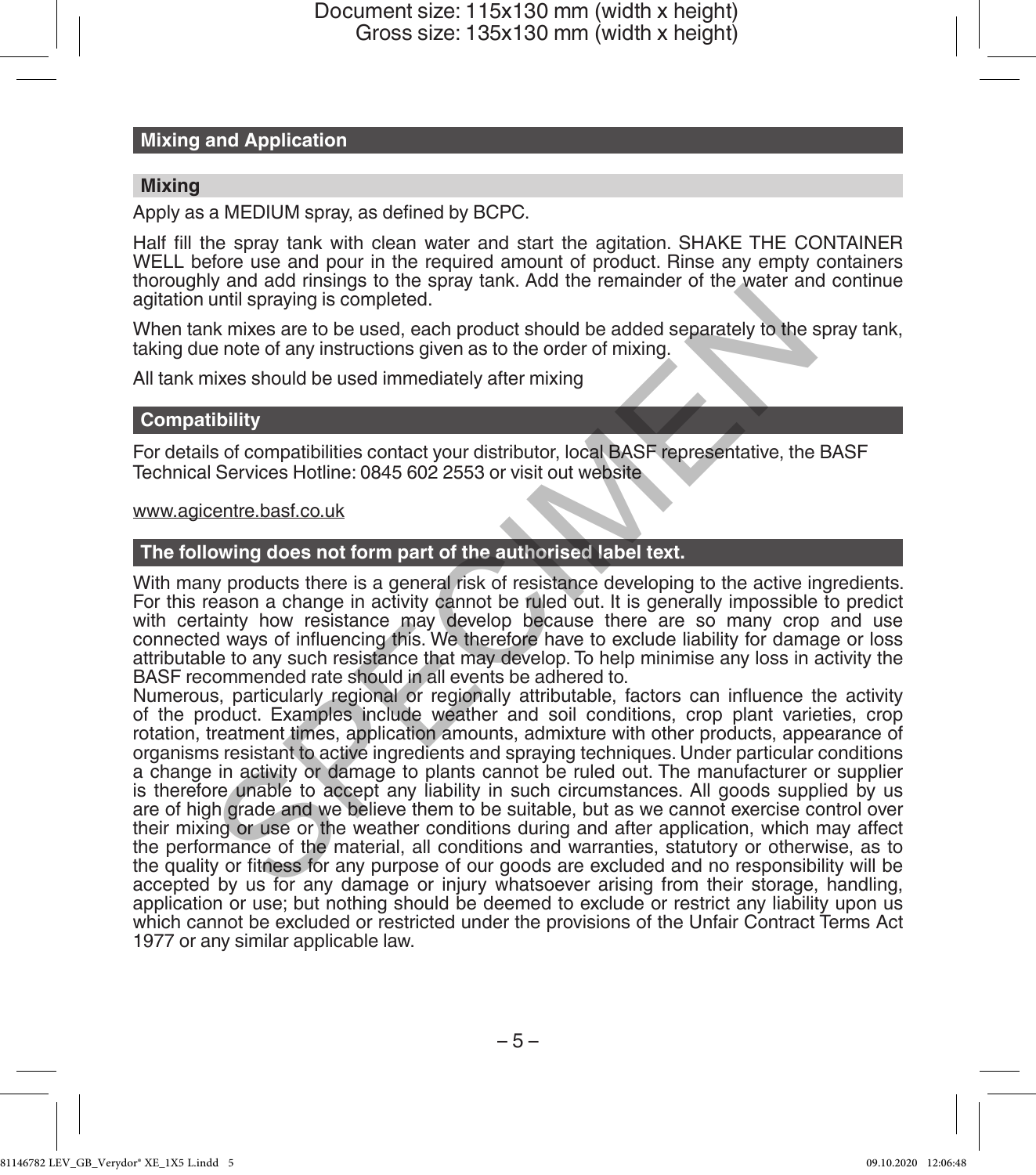## Mixing and Application

### Mixing

Apply as a MEDIUM spray, as defined by BCPC.

Half fill the spray tank with clean water and start the agitation. SHAKE THE CONTAINER WELL before use and pour in the required amount of product. Rinse any empty containers thoroughly and add rinsings to the spray tank. Add the remainder of the water and continue agitation until spraying is completed.

When tank mixes are to be used, each product should be added separately to the spray tank, taking due note of any instructions given as to the order of mixing.

All tank mixes should be used immediately after mixing

## Compatibility

For details of compatibilities contact your distributor, local BASF representative, the BASF Technical Services Hotline: 0845 602 2553 or visit out website

www.agicentre.basf.co.uk

## The following does not form part of the authorised label text.

With many products there is a general risk of resistance developing to the active ingredients. For this reason a change in activity cannot be ruled out. It is generally impossible to predict with certainty how resistance may develop because there are so many crop and use connected ways of influencing this. We therefore have to exclude liability for damage or loss attributable to any such resistance that may develop. To help minimise any loss in activity the BASF recommended rate should in all events be adhered to.

Numerous, particularly regional or regionally attributable, factors can influence the activity of the product. Examples include weather and soil conditions, crop plant varieties, crop rotation, treatment times, application amounts, admixture with other products, appearance of organisms resistant to active ingredients and spraying techniques. Under particular conditions a change in activity or damage to plants cannot be ruled out. The manufacturer or supplier is therefore unable to accept any liability in such circumstances. All goods supplied by us are of high grade and we believe them to be suitable, but as we cannot exercise control over their mixing or use or the weather conditions during and after application, which may affect the performance of the material, all conditions and warranties, statutory or otherwise, as to the quality or fitness for any purpose of our goods are excluded and no responsibility will be accepted by us for any damage or injury whatsoever arising from their storage, handling, application or use; but nothing should be deemed to exclude or restrict any liability upon us which cannot be excluded or restricted under the provisions of the Unfair Contract Terms Act 1977 or any similar applicable law.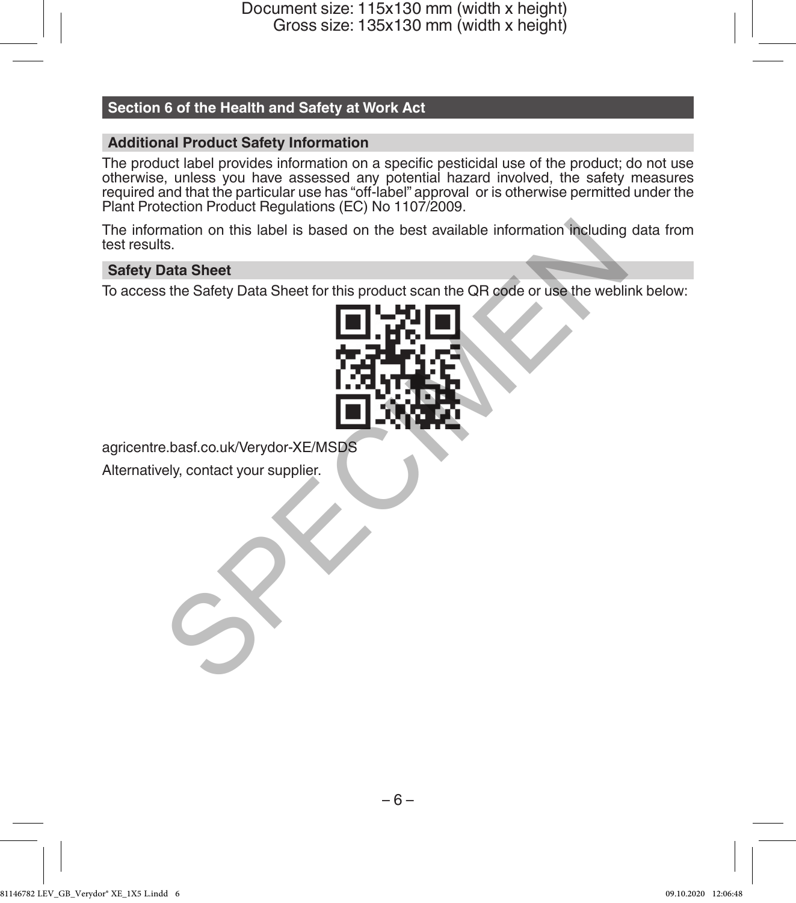## Section 6 of the Health and Safety at Work Act

### Additional Product Safety Information

The product label provides information on a specific pesticidal use of the product; do not use otherwise, unless you have assessed any potential hazard involved, the safety measures required and that the particular use has "off-label" approval or is otherwise permitted under the Plant Protection Product Regulations (EC) No 1107/2009.

The information on this label is based on the best available information including data from test results.

### Safety Data Sheet

To access the Safety Data Sheet for this product scan the QR code or use the weblink below:

agricentre.basf.co.uk/Verydor-XE/MSDS

Alternatively, contact your supplier.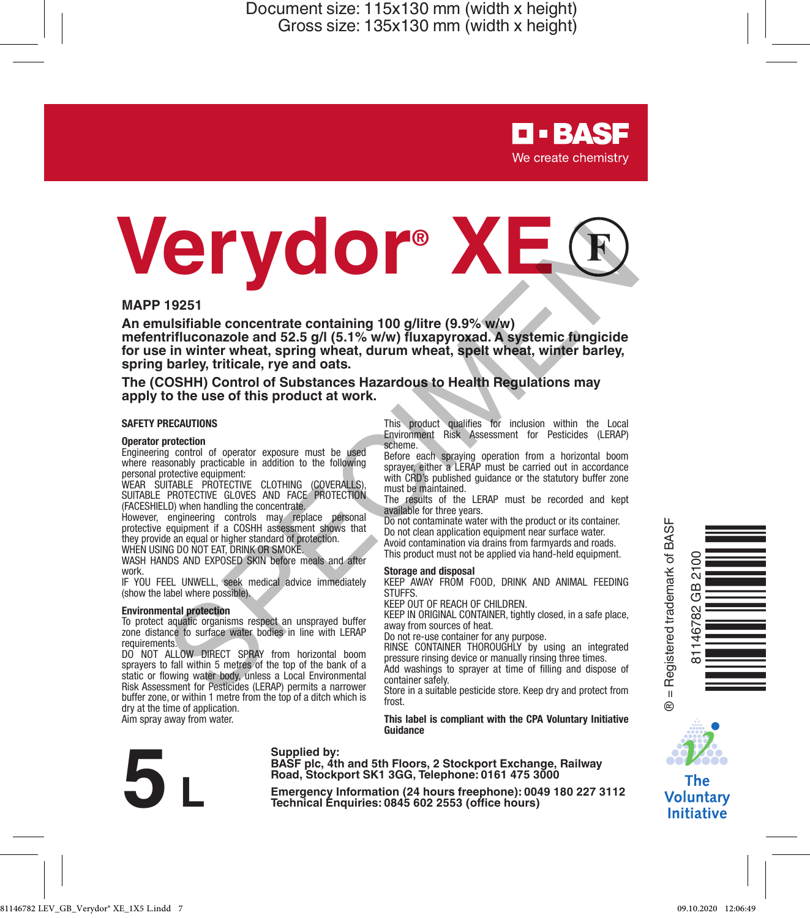Document size: 115x130 mm (width x height)
Gross size: 135x130 mm (width x height)

BASF
We create chemistry

# Verydor® XE Ⓕ

**MAPP 19251**

**An emulsifiable concentrate containing 100 g/litre (9.9% w/w) mefentrifluconazole and 52.5 g/l (5.1% w/w) fluxapyroxad. A systemic fungicide for use in winter wheat, spring wheat, durum wheat, spelt wheat, winter barley, spring barley, triticale, rye and oats.**

**The (COSHH) Control of Substances Hazardous to Health Regulations may apply to the use of this product at work.**

## SAFETY PRECAUTIONS

### Operator protection

Engineering control of operator exposure must be used where reasonably practicable in addition to the following personal protective equipment:

WEAR SUITABLE PROTECTIVE CLOTHING (COVERALLS), SUITABLE PROTECTIVE GLOVES AND FACE PROTECTION (FACESHIELD) when handling the concentrate.

However, engineering controls may replace personal protective equipment if a COSHH assessment shows that they provide an equal or higher standard of protection.

WHEN USING DO NOT EAT, DRINK OR SMOKE.

WASH HANDS AND EXPOSED SKIN before meals and after work.

IF YOU FEEL UNWELL, seek medical advice immediately (show the label where possible).

### Environmental protection

To protect aquatic organisms respect an unsprayed buffer zone distance to surface water bodies in line with LERAP requirements.

DO NOT ALLOW DIRECT SPRAY from horizontal boom sprayers to fall within 5 metres of the top of the bank of a static or flowing water body, unless a Local Environmental Risk Assessment for Pesticides (LERAP) permits a narrower buffer zone, or within 1 metre from the top of a ditch which is dry at the time of application.

Aim spray away from water.

This product qualifies for inclusion within the Local Environment Risk Assessment for Pesticides (LERAP) scheme.

Before each spraying operation from a horizontal boom sprayer, either a LERAP must be carried out in accordance with CRD's published guidance or the statutory buffer zone must be maintained.

The results of the LERAP must be recorded and kept available for three years.

Do not contaminate water with the product or its container.

Do not clean application equipment near surface water.

Avoid contamination via drains from farmyards and roads.

This product must not be applied via hand-held equipment.

### Storage and disposal

KEEP AWAY FROM FOOD, DRINK AND ANIMAL FEEDING STUFFS.

KEEP OUT OF REACH OF CHILDREN.

KEEP IN ORIGINAL CONTAINER, tightly closed, in a safe place, away from sources of heat.

Do not re-use container for any purpose.

RINSE CONTAINER THOROUGHLY by using an integrated pressure rinsing device or manually rinsing three times.

Add washings to sprayer at time of filling and dispose of container safely.

Store in a suitable pesticide store. Keep dry and protect from frost.

**This label is compliant with the CPA Voluntary Initiative Guidance**

# 5 L

**Supplied by:**
**BASF plc, 4th and 5th Floors, 2 Stockport Exchange, Railway Road, Stockport SK1 3GG, Telephone: 0161 475 3000**

**Emergency Information (24 hours freephone): 0049 180 227 3112**
**Technical Enquiries: 0845 602 2553 (office hours)**

® = Registered trademark of BASF

81146782 GB 2100

The Voluntary Initiative

SPECIMEN

81146782 LEV_GB_Verydor® XE_1X5 L.indd 7 09.10.2020 12:06:49